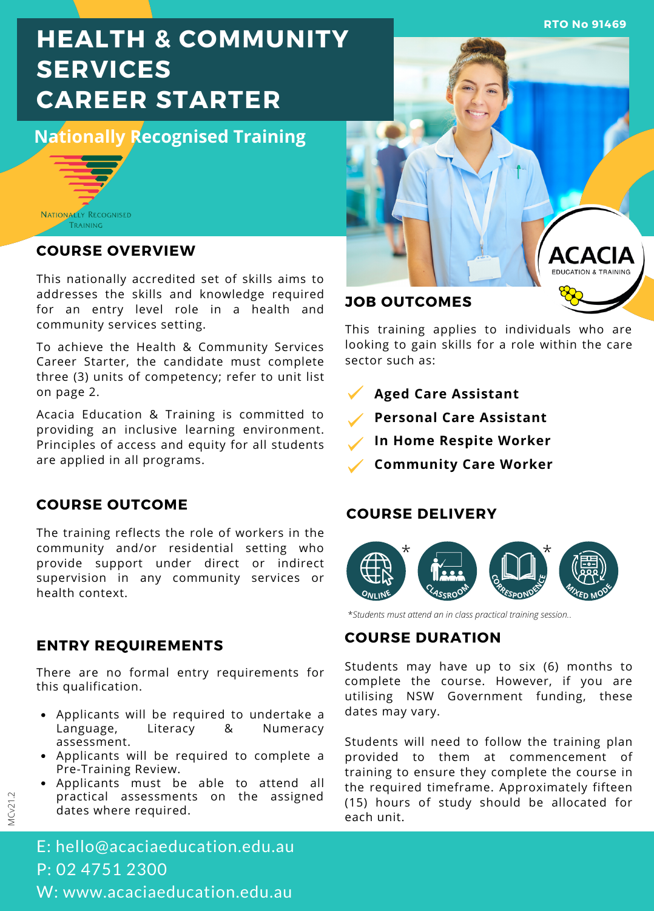RTO No 91469

# HEALTH & COMMUNITY SERVICES CAREER STARTER

## Nationally Recognised Training

NATIONALLY RECOGNISED TRAINING

ACACIA EDUCATION & TRAINING

## COURSE OVERVIEW

This nationally accredited set of skills aims to addresses the skills and knowledge required for an entry level role in a health and community services setting.

To achieve the Health & Community Services Career Starter, the candidate must complete three (3) units of competency; refer to unit list on page 2.

Acacia Education & Training is committed to providing an inclusive learning environment. Principles of access and equity for all students are applied in all programs.

## COURSE OUTCOME

The training reflects the role of workers in the community and/or residential setting who provide support under direct or indirect supervision in any community services or health context.

## ENTRY REQUIREMENTS

There are no formal entry requirements for this qualification.

- Applicants will be required to undertake a Language, Literacy & Numeracy assessment.
- Applicants will be required to complete a Pre-Training Review.
- Applicants must be able to attend all practical assessments on the assigned dates where required.

## JOB OUTCOMES

This training applies to individuals who are looking to gain skills for a role within the care sector such as:

- ✓ **Aged Care Assistant**
- ✓ **Personal Care Assistant**
- ✓ **In Home Respite Worker**
- ✓ **Community Care Worker**

## COURSE DELIVERY

ONLINE* | CLASSROOM | CORRESPONDENCE* | MIXED MODE

*Students must attend an in class practical training session..

## COURSE DURATION

Students may have up to six (6) months to complete the course. However, if you are utilising NSW Government funding, these dates may vary.

Students will need to follow the training plan provided to them at commencement of training to ensure they complete the course in the required timeframe. Approximately fifteen (15) hours of study should be allocated for each unit.

E: hello@acaciaeducation.edu.au
P: 02 4751 2300
W: www.acaciaeducation.edu.au

MCv21.2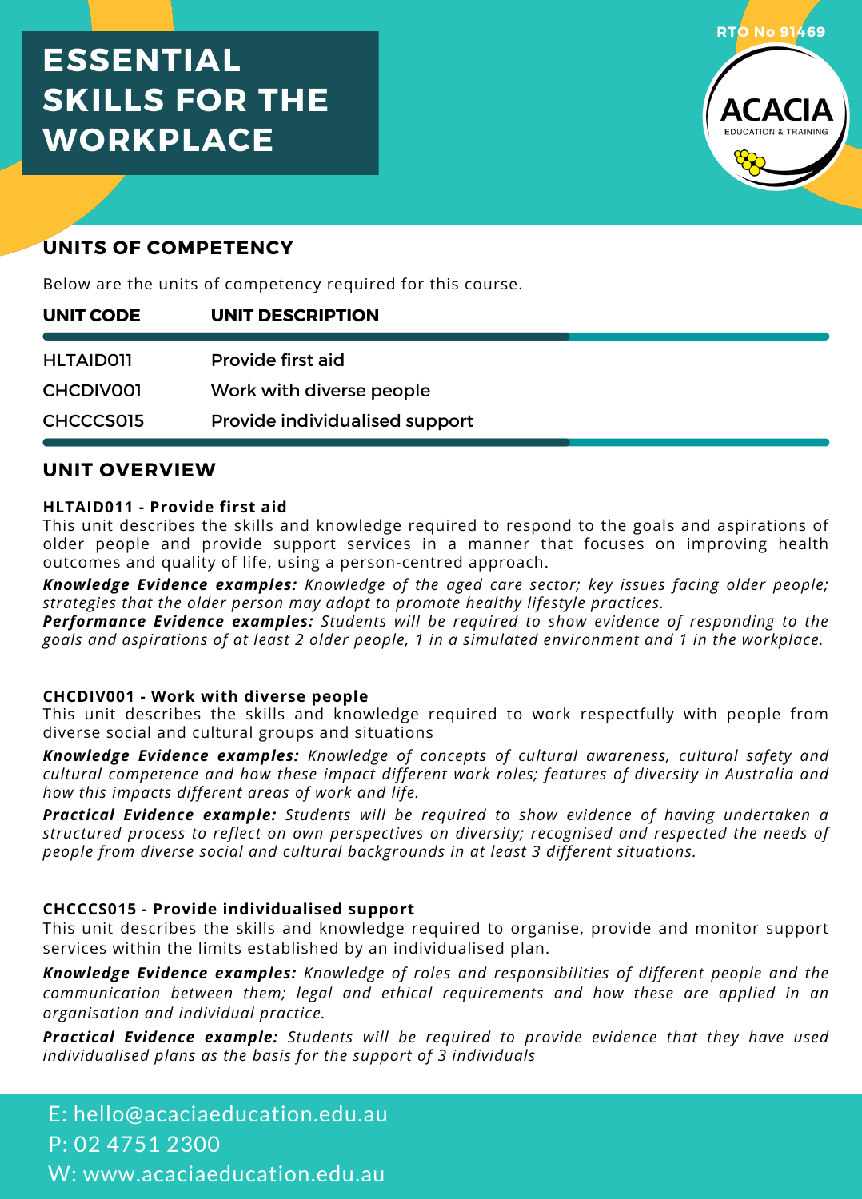# ESSENTIAL SKILLS FOR THE WORKPLACE

RTO No 91469

ACACIA
EDUCATION & TRAINING

## UNITS OF COMPETENCY

Below are the units of competency required for this course.

| UNIT CODE | UNIT DESCRIPTION |
|---|---|
| HLTAID011 | Provide first aid |
| CHCDIV001 | Work with diverse people |
| CHCCCS015 | Provide individualised support |

## UNIT OVERVIEW

**HLTAID011 - Provide first aid**
This unit describes the skills and knowledge required to respond to the goals and aspirations of older people and provide support services in a manner that focuses on improving health outcomes and quality of life, using a person-centred approach.

***Knowledge Evidence examples:*** *Knowledge of the aged care sector; key issues facing older people; strategies that the older person may adopt to promote healthy lifestyle practices.*
***Performance Evidence examples:*** *Students will be required to show evidence of responding to the goals and aspirations of at least 2 older people, 1 in a simulated environment and 1 in the workplace.*

**CHCDIV001 - Work with diverse people**
This unit describes the skills and knowledge required to work respectfully with people from diverse social and cultural groups and situations

***Knowledge Evidence examples:*** *Knowledge of concepts of cultural awareness, cultural safety and cultural competence and how these impact different work roles; features of diversity in Australia and how this impacts different areas of work and life.*

***Practical Evidence example:*** *Students will be required to show evidence of having undertaken a structured process to reflect on own perspectives on diversity; recognised and respected the needs of people from diverse social and cultural backgrounds in at least 3 different situations.*

**CHCCCS015 - Provide individualised support**
This unit describes the skills and knowledge required to organise, provide and monitor support services within the limits established by an individualised plan.

***Knowledge Evidence examples:*** *Knowledge of roles and responsibilities of different people and the communication between them; legal and ethical requirements and how these are applied in an organisation and individual practice.*

***Practical Evidence example:*** *Students will be required to provide evidence that they have used individualised plans as the basis for the support of 3 individuals*

E: hello@acaciaeducation.edu.au
P: 02 4751 2300
W: www.acaciaeducation.edu.au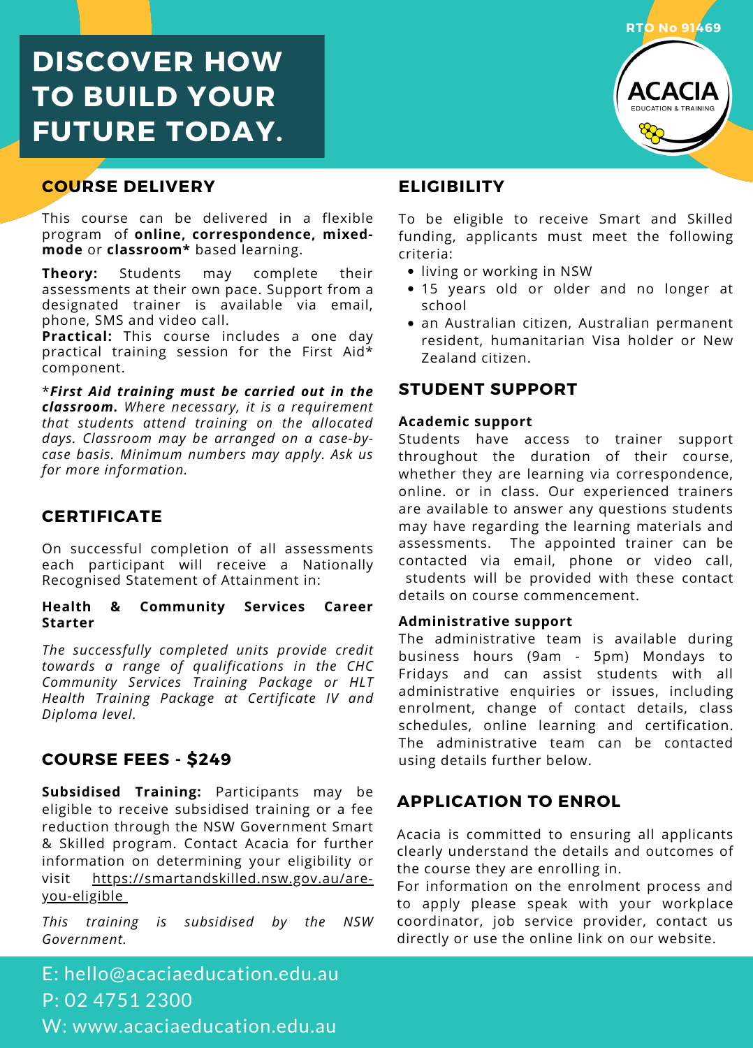RTO No 91469

# DISCOVER HOW TO BUILD YOUR FUTURE TODAY.

ACACIA EDUCATION & TRAINING

## COURSE DELIVERY

This course can be delivered in a flexible program of **online, correspondence, mixed-mode** or **classroom*** based learning.

**Theory:** Students may complete their assessments at their own pace. Support from a designated trainer is available via email, phone, SMS and video call.
**Practical:** This course includes a one day practical training session for the First Aid* component.

**First Aid training must be carried out in the classroom.** *Where necessary, it is a requirement that students attend training on the allocated days. Classroom may be arranged on a case-by-case basis. Minimum numbers may apply. Ask us for more information.*

## CERTIFICATE

On successful completion of all assessments each participant will receive a Nationally Recognised Statement of Attainment in:

**Health & Community Services Career Starter**

*The successfully completed units provide credit towards a range of qualifications in the CHC Community Services Training Package or HLT Health Training Package at Certificate IV and Diploma level.*

## COURSE FEES - $249

**Subsidised Training:** Participants may be eligible to receive subsidised training or a fee reduction through the NSW Government Smart & Skilled program. Contact Acacia for further information on determining your eligibility or visit https://smartandskilled.nsw.gov.au/are-you-eligible

*This training is subsidised by the NSW Government.*

## ELIGIBILITY

To be eligible to receive Smart and Skilled funding, applicants must meet the following criteria:

- living or working in NSW
- 15 years old or older and no longer at school
- an Australian citizen, Australian permanent resident, humanitarian Visa holder or New Zealand citizen.

## STUDENT SUPPORT

### Academic support

Students have access to trainer support throughout the duration of their course, whether they are learning via correspondence, online. or in class. Our experienced trainers are available to answer any questions students may have regarding the learning materials and assessments. The appointed trainer can be contacted via email, phone or video call, students will be provided with these contact details on course commencement.

### Administrative support

The administrative team is available during business hours (9am - 5pm) Mondays to Fridays and can assist students with all administrative enquiries or issues, including enrolment, change of contact details, class schedules, online learning and certification. The administrative team can be contacted using details further below.

## APPLICATION TO ENROL

Acacia is committed to ensuring all applicants clearly understand the details and outcomes of the course they are enrolling in.
For information on the enrolment process and to apply please speak with your workplace coordinator, job service provider, contact us directly or use the online link on our website.

E: hello@acaciaeducation.edu.au
P: 02 4751 2300
W: www.acaciaeducation.edu.au